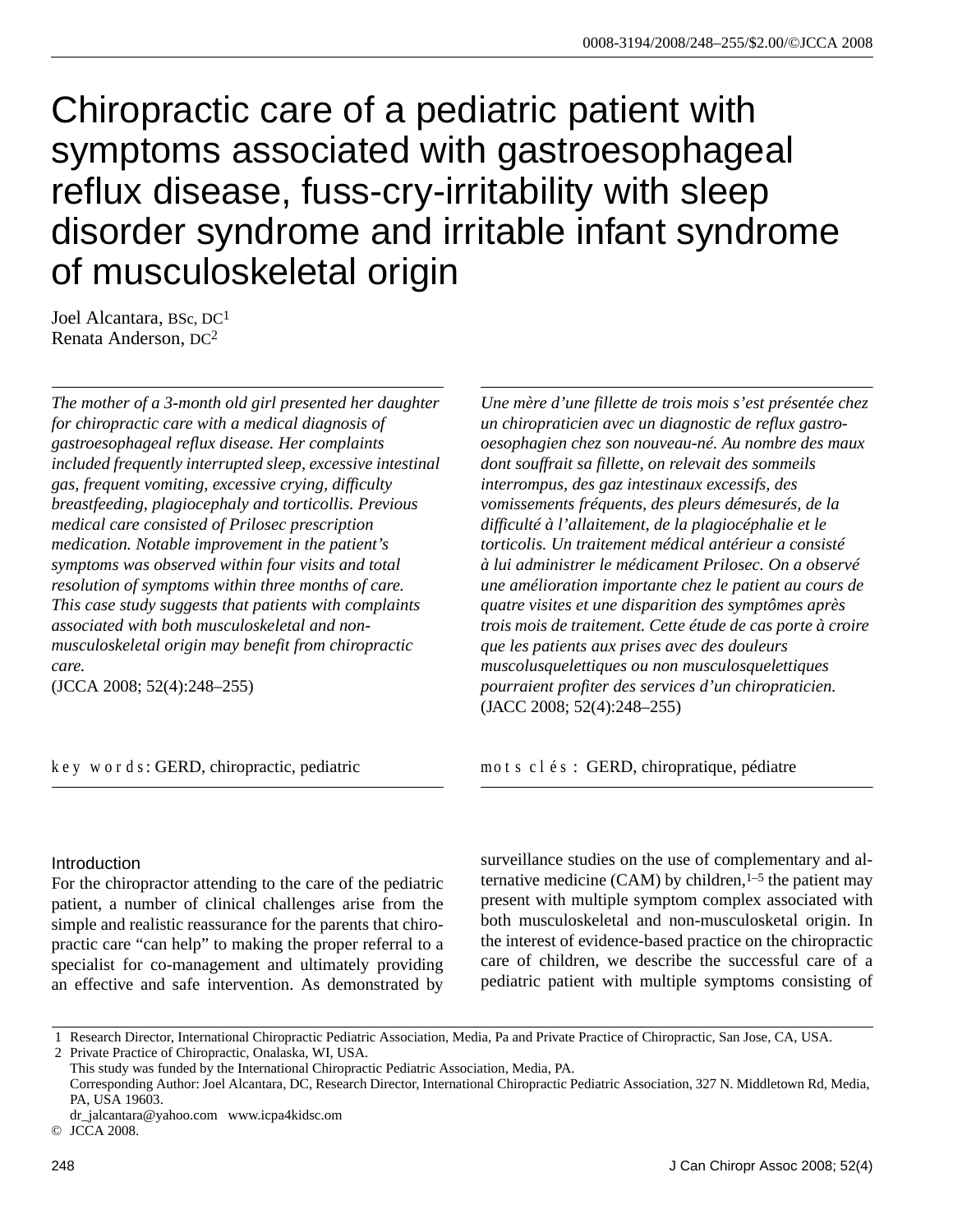# Chiropractic care of a pediatric patient with symptoms associated with gastroesophageal reflux disease, fuss-cry-irritability with sleep disorder syndrome and irritable infant syndrome of musculoskeletal origin

Joel Alcantara, BSc, DC[1]
Renata Anderson, DC[2]

*The mother of a 3-month old girl presented her daughter for chiropractic care with a medical diagnosis of gastroesophageal reflux disease. Her complaints included frequently interrupted sleep, excessive intestinal gas, frequent vomiting, excessive crying, difficulty breastfeeding, plagiocephaly and torticollis. Previous medical care consisted of Prilosec prescription medication. Notable improvement in the patient's symptoms was observed within four visits and total resolution of symptoms within three months of care. This case study suggests that patients with complaints associated with both musculoskeletal and non-musculoskeletal origin may benefit from chiropractic care.*
(JCCA 2008; 52(4):248–255)

key words: GERD, chiropractic, pediatric

*Une mère d'une fillette de trois mois s'est présentée chez un chiropraticien avec un diagnostic de reflux gastro-oesophagien chez son nouveau-né. Au nombre des maux dont souffrait sa fillette, on relevait des sommeils interrompus, des gaz intestinaux excessifs, des vomissements fréquents, des pleurs démesurés, de la difficulté à l'allaitement, de la plagiocéphalie et le torticolis. Un traitement médical antérieur a consisté à lui administrer le médicament Prilosec. On a observé une amélioration importante chez le patient au cours de quatre visites et une disparition des symptômes après trois mois de traitement. Cette étude de cas porte à croire que les patients aux prises avec des douleurs muscolusquelettiques ou non musculosquelettiques pourraient profiter des services d'un chiropraticien.*
(JACC 2008; 52(4):248–255)

mots clés : GERD, chiropratique, pédiatre

## Introduction

For the chiropractor attending to the care of the pediatric patient, a number of clinical challenges arise from the simple and realistic reassurance for the parents that chiropractic care "can help" to making the proper referral to a specialist for co-management and ultimately providing an effective and safe intervention. As demonstrated by surveillance studies on the use of complementary and alternative medicine (CAM) by children,[1–5] the patient may present with multiple symptom complex associated with both musculoskeletal and non-musculosketal origin. In the interest of evidence-based practice on the chiropractic care of children, we describe the successful care of a pediatric patient with multiple symptoms consisting of

1 Research Director, International Chiropractic Pediatric Association, Media, Pa and Private Practice of Chiropractic, San Jose, CA, USA.
2 Private Practice of Chiropractic, Onalaska, WI, USA.
This study was funded by the International Chiropractic Pediatric Association, Media, PA.
Corresponding Author: Joel Alcantara, DC, Research Director, International Chiropractic Pediatric Association, 327 N. Middletown Rd, Media, PA, USA 19603.
dr_jalcantara@yahoo.com www.icpa4kidsc.com
© JCCA 2008.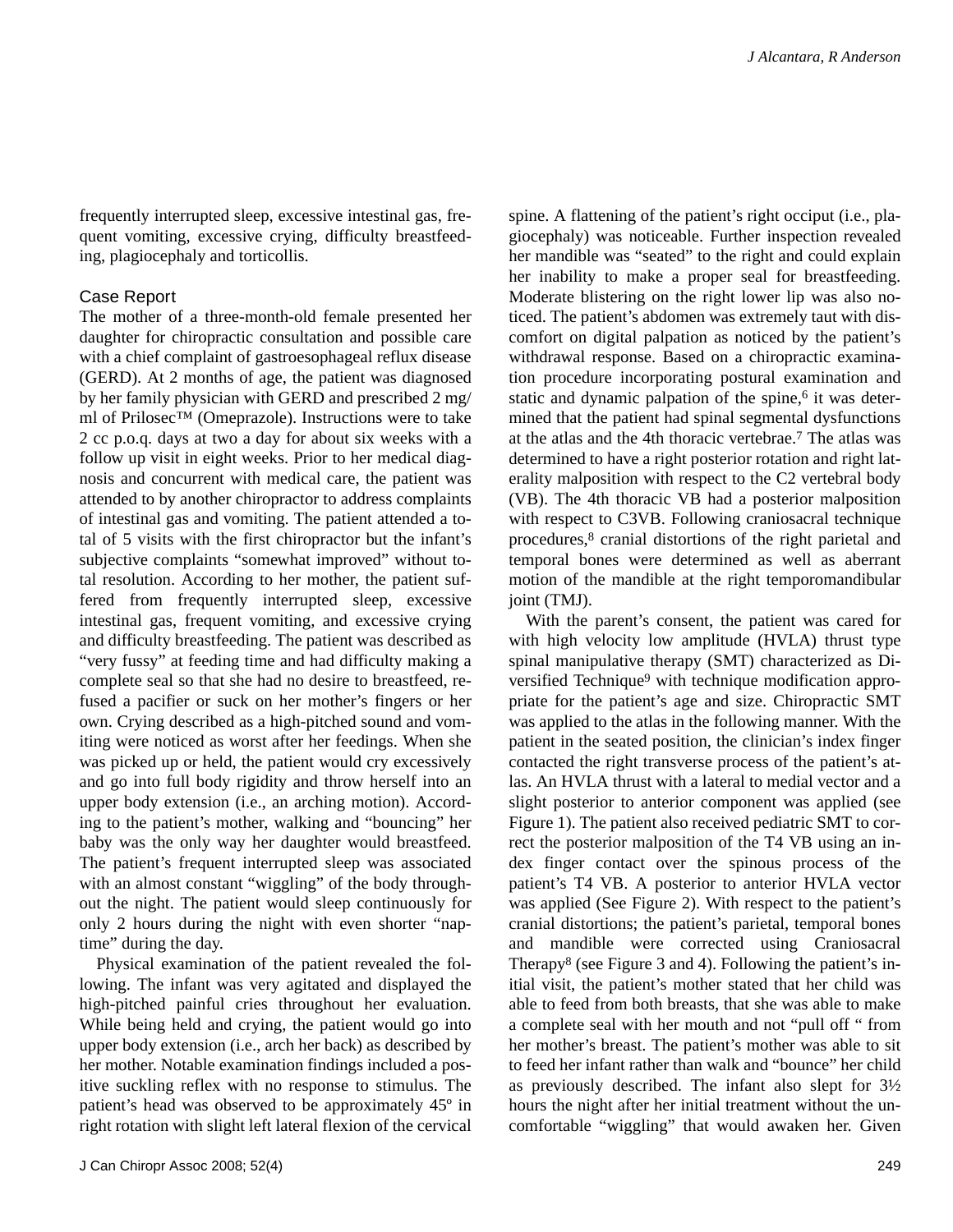frequently interrupted sleep, excessive intestinal gas, frequent vomiting, excessive crying, difficulty breastfeeding, plagiocephaly and torticollis.

## Case Report

The mother of a three-month-old female presented her daughter for chiropractic consultation and possible care with a chief complaint of gastroesophageal reflux disease (GERD). At 2 months of age, the patient was diagnosed by her family physician with GERD and prescribed 2 mg/ml of Prilosec™ (Omeprazole). Instructions were to take 2 cc p.o.q. days at two a day for about six weeks with a follow up visit in eight weeks. Prior to her medical diagnosis and concurrent with medical care, the patient was attended to by another chiropractor to address complaints of intestinal gas and vomiting. The patient attended a total of 5 visits with the first chiropractor but the infant's subjective complaints "somewhat improved" without total resolution. According to her mother, the patient suffered from frequently interrupted sleep, excessive intestinal gas, frequent vomiting, and excessive crying and difficulty breastfeeding. The patient was described as "very fussy" at feeding time and had difficulty making a complete seal so that she had no desire to breastfeed, refused a pacifier or suck on her mother's fingers or her own. Crying described as a high-pitched sound and vomiting were noticed as worst after her feedings. When she was picked up or held, the patient would cry excessively and go into full body rigidity and throw herself into an upper body extension (i.e., an arching motion). According to the patient's mother, walking and "bouncing" her baby was the only way her daughter would breastfeed. The patient's frequent interrupted sleep was associated with an almost constant "wiggling" of the body throughout the night. The patient would sleep continuously for only 2 hours during the night with even shorter "nap-time" during the day.

Physical examination of the patient revealed the following. The infant was very agitated and displayed the high-pitched painful cries throughout her evaluation. While being held and crying, the patient would go into upper body extension (i.e., arch her back) as described by her mother. Notable examination findings included a positive suckling reflex with no response to stimulus. The patient's head was observed to be approximately 45º in right rotation with slight left lateral flexion of the cervical spine. A flattening of the patient's right occiput (i.e., plagiocephaly) was noticeable. Further inspection revealed her mandible was "seated" to the right and could explain her inability to make a proper seal for breastfeeding. Moderate blistering on the right lower lip was also noticed. The patient's abdomen was extremely taut with discomfort on digital palpation as noticed by the patient's withdrawal response. Based on a chiropractic examination procedure incorporating postural examination and static and dynamic palpation of the spine,[6] it was determined that the patient had spinal segmental dysfunctions at the atlas and the 4th thoracic vertebrae.[7] The atlas was determined to have a right posterior rotation and right laterality malposition with respect to the C2 vertebral body (VB). The 4th thoracic VB had a posterior malposition with respect to C3VB. Following craniosacral technique procedures,[8] cranial distortions of the right parietal and temporal bones were determined as well as aberrant motion of the mandible at the right temporomandibular joint (TMJ).

With the parent's consent, the patient was cared for with high velocity low amplitude (HVLA) thrust type spinal manipulative therapy (SMT) characterized as Diversified Technique[9] with technique modification appropriate for the patient's age and size. Chiropractic SMT was applied to the atlas in the following manner. With the patient in the seated position, the clinician's index finger contacted the right transverse process of the patient's atlas. An HVLA thrust with a lateral to medial vector and a slight posterior to anterior component was applied (see Figure 1). The patient also received pediatric SMT to correct the posterior malposition of the T4 VB using an index finger contact over the spinous process of the patient's T4 VB. A posterior to anterior HVLA vector was applied (See Figure 2). With respect to the patient's cranial distortions; the patient's parietal, temporal bones and mandible were corrected using Craniosacral Therapy[8] (see Figure 3 and 4). Following the patient's initial visit, the patient's mother stated that her child was able to feed from both breasts, that she was able to make a complete seal with her mouth and not "pull off " from her mother's breast. The patient's mother was able to sit to feed her infant rather than walk and "bounce" her child as previously described. The infant also slept for 3½ hours the night after her initial treatment without the uncomfortable "wiggling" that would awaken her. Given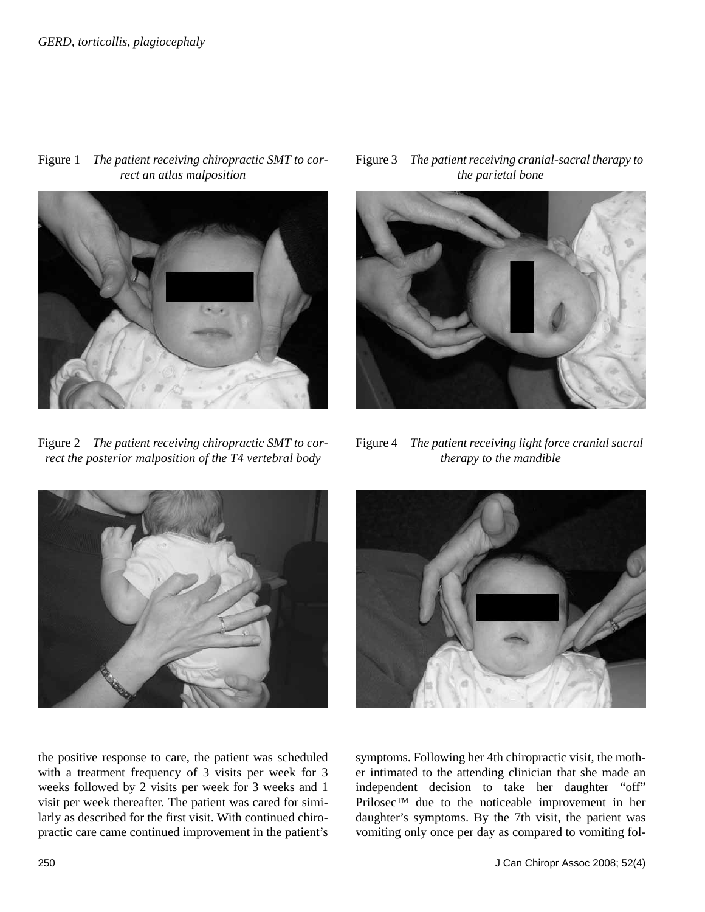Figure 1 *The patient receiving chiropractic SMT to correct an atlas malposition*

Figure 2 *The patient receiving chiropractic SMT to correct the posterior malposition of the T4 vertebral body*

Figure 3 *The patient receiving cranial-sacral therapy to the parietal bone*

Figure 4 *The patient receiving light force cranial sacral therapy to the mandible*

the positive response to care, the patient was scheduled with a treatment frequency of 3 visits per week for 3 weeks followed by 2 visits per week for 3 weeks and 1 visit per week thereafter. The patient was cared for similarly as described for the first visit. With continued chiropractic care came continued improvement in the patient's symptoms. Following her 4th chiropractic visit, the mother intimated to the attending clinician that she made an independent decision to take her daughter "off" Prilosec™ due to the noticeable improvement in her daughter's symptoms. By the 7th visit, the patient was vomiting only once per day as compared to vomiting fol-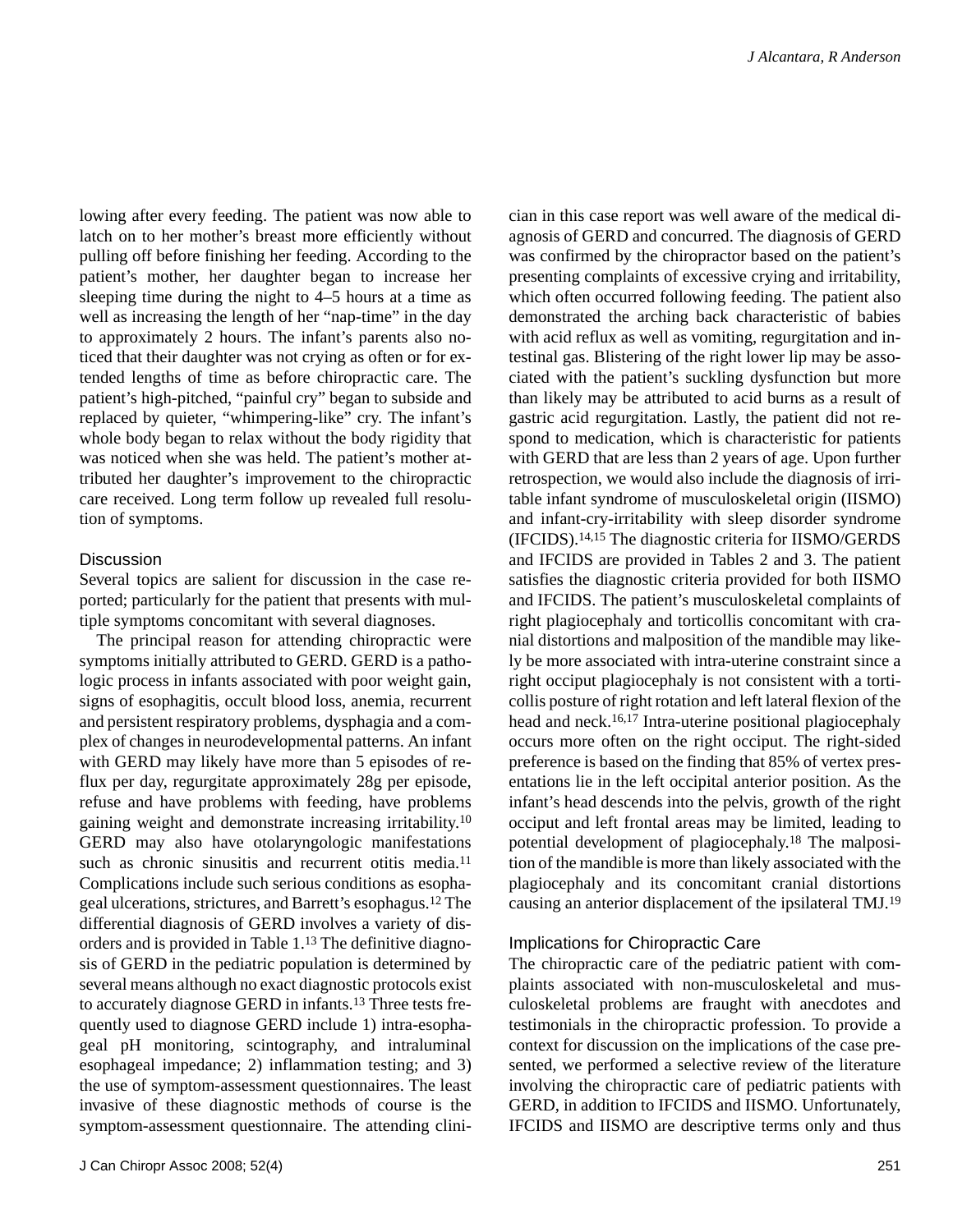lowing after every feeding. The patient was now able to latch on to her mother's breast more efficiently without pulling off before finishing her feeding. According to the patient's mother, her daughter began to increase her sleeping time during the night to 4–5 hours at a time as well as increasing the length of her "nap-time" in the day to approximately 2 hours. The infant's parents also noticed that their daughter was not crying as often or for extended lengths of time as before chiropractic care. The patient's high-pitched, "painful cry" began to subside and replaced by quieter, "whimpering-like" cry. The infant's whole body began to relax without the body rigidity that was noticed when she was held. The patient's mother attributed her daughter's improvement to the chiropractic care received. Long term follow up revealed full resolution of symptoms.

## Discussion

Several topics are salient for discussion in the case reported; particularly for the patient that presents with multiple symptoms concomitant with several diagnoses.

The principal reason for attending chiropractic were symptoms initially attributed to GERD. GERD is a pathologic process in infants associated with poor weight gain, signs of esophagitis, occult blood loss, anemia, recurrent and persistent respiratory problems, dysphagia and a complex of changes in neurodevelopmental patterns. An infant with GERD may likely have more than 5 episodes of reflux per day, regurgitate approximately 28g per episode, refuse and have problems with feeding, have problems gaining weight and demonstrate increasing irritability.[10] GERD may also have otolaryngologic manifestations such as chronic sinusitis and recurrent otitis media.[11] Complications include such serious conditions as esophageal ulcerations, strictures, and Barrett's esophagus.[12] The differential diagnosis of GERD involves a variety of disorders and is provided in Table 1.[13] The definitive diagnosis of GERD in the pediatric population is determined by several means although no exact diagnostic protocols exist to accurately diagnose GERD in infants.[13] Three tests frequently used to diagnose GERD include 1) intra-esophageal pH monitoring, scintography, and intraluminal esophageal impedance; 2) inflammation testing; and 3) the use of symptom-assessment questionnaires. The least invasive of these diagnostic methods of course is the symptom-assessment questionnaire. The attending clinician in this case report was well aware of the medical diagnosis of GERD and concurred. The diagnosis of GERD was confirmed by the chiropractor based on the patient's presenting complaints of excessive crying and irritability, which often occurred following feeding. The patient also demonstrated the arching back characteristic of babies with acid reflux as well as vomiting, regurgitation and intestinal gas. Blistering of the right lower lip may be associated with the patient's suckling dysfunction but more than likely may be attributed to acid burns as a result of gastric acid regurgitation. Lastly, the patient did not respond to medication, which is characteristic for patients with GERD that are less than 2 years of age. Upon further retrospection, we would also include the diagnosis of irritable infant syndrome of musculoskeletal origin (IISMO) and infant-cry-irritability with sleep disorder syndrome (IFCIDS).[14,15] The diagnostic criteria for IISMO/GERDS and IFCIDS are provided in Tables 2 and 3. The patient satisfies the diagnostic criteria provided for both IISMO and IFCIDS. The patient's musculoskeletal complaints of right plagiocephaly and torticollis concomitant with cranial distortions and malposition of the mandible may likely be more associated with intra-uterine constraint since a right occiput plagiocephaly is not consistent with a torticollis posture of right rotation and left lateral flexion of the head and neck.[16,17] Intra-uterine positional plagiocephaly occurs more often on the right occiput. The right-sided preference is based on the finding that 85% of vertex presentations lie in the left occipital anterior position. As the infant's head descends into the pelvis, growth of the right occiput and left frontal areas may be limited, leading to potential development of plagiocephaly.[18] The malposition of the mandible is more than likely associated with the plagiocephaly and its concomitant cranial distortions causing an anterior displacement of the ipsilateral TMJ.[19]

## Implications for Chiropractic Care

The chiropractic care of the pediatric patient with complaints associated with non-musculoskeletal and musculoskeletal problems are fraught with anecdotes and testimonials in the chiropractic profession. To provide a context for discussion on the implications of the case presented, we performed a selective review of the literature involving the chiropractic care of pediatric patients with GERD, in addition to IFCIDS and IISMO. Unfortunately, IFCIDS and IISMO are descriptive terms only and thus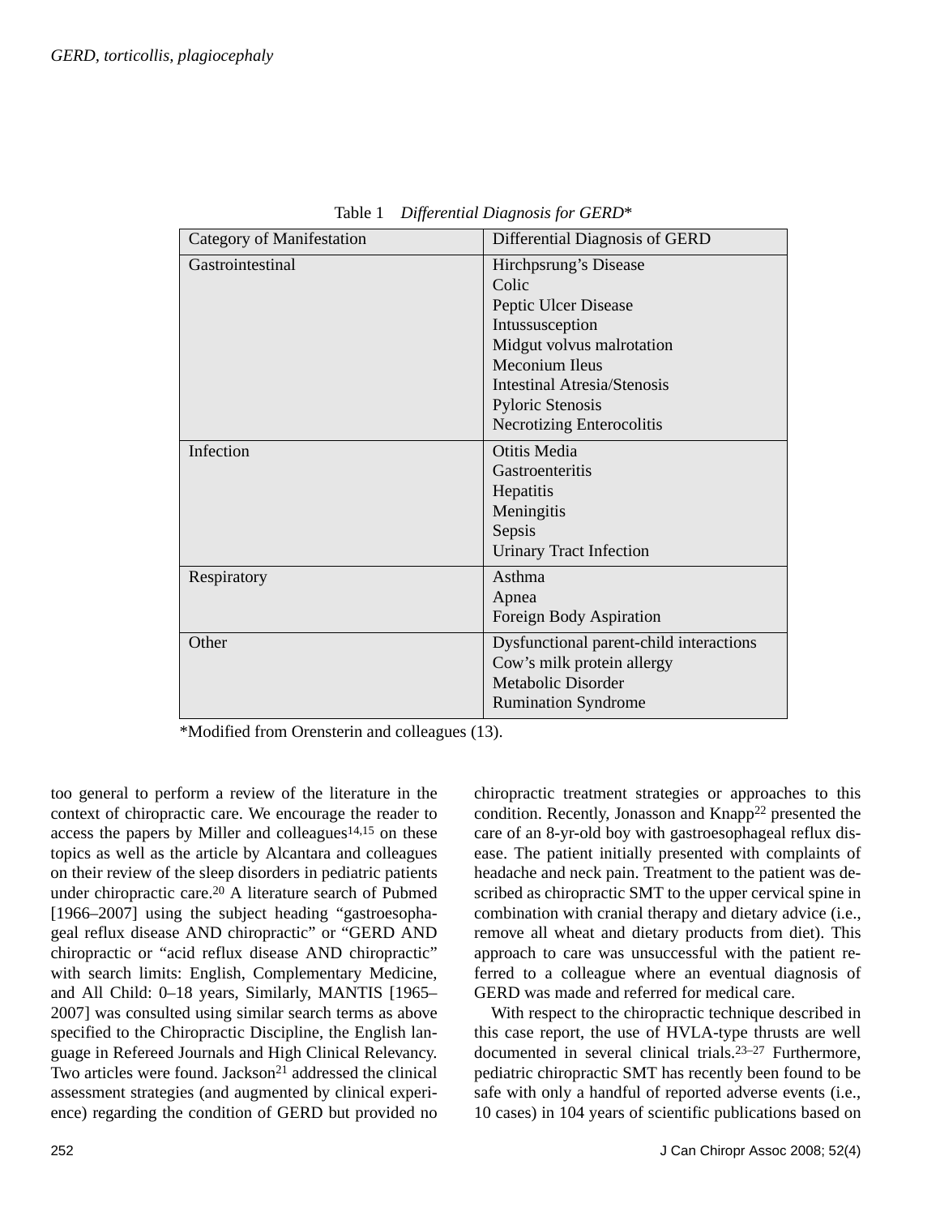Table 1 *Differential Diagnosis for GERD**

| Category of Manifestation | Differential Diagnosis of GERD |
|---|---|
| Gastrointestinal | Hirchpsrung's Disease<br>Colic<br>Peptic Ulcer Disease<br>Intussusception<br>Midgut volvus malrotation<br>Meconium Ileus<br>Intestinal Atresia/Stenosis<br>Pyloric Stenosis<br>Necrotizing Enterocolitis |
| Infection | Otitis Media<br>Gastroenteritis<br>Hepatitis<br>Meningitis<br>Sepsis<br>Urinary Tract Infection |
| Respiratory | Asthma<br>Apnea<br>Foreign Body Aspiration |
| Other | Dysfunctional parent-child interactions<br>Cow's milk protein allergy<br>Metabolic Disorder<br>Rumination Syndrome |

*Modified from Orensterin and colleagues (13).

too general to perform a review of the literature in the context of chiropractic care. We encourage the reader to access the papers by Miller and colleagues[14,15] on these topics as well as the article by Alcantara and colleagues on their review of the sleep disorders in pediatric patients under chiropractic care.[20] A literature search of Pubmed [1966–2007] using the subject heading "gastroesophageal reflux disease AND chiropractic" or "GERD AND chiropractic or "acid reflux disease AND chiropractic" with search limits: English, Complementary Medicine, and All Child: 0–18 years, Similarly, MANTIS [1965–2007] was consulted using similar search terms as above specified to the Chiropractic Discipline, the English language in Refereed Journals and High Clinical Relevancy. Two articles were found. Jackson[21] addressed the clinical assessment strategies (and augmented by clinical experience) regarding the condition of GERD but provided no chiropractic treatment strategies or approaches to this condition. Recently, Jonasson and Knapp[22] presented the care of an 8-yr-old boy with gastroesophageal reflux disease. The patient initially presented with complaints of headache and neck pain. Treatment to the patient was described as chiropractic SMT to the upper cervical spine in combination with cranial therapy and dietary advice (i.e., remove all wheat and dietary products from diet). This approach to care was unsuccessful with the patient referred to a colleague where an eventual diagnosis of GERD was made and referred for medical care.

With respect to the chiropractic technique described in this case report, the use of HVLA-type thrusts are well documented in several clinical trials.[23–27] Furthermore, pediatric chiropractic SMT has recently been found to be safe with only a handful of reported adverse events (i.e., 10 cases) in 104 years of scientific publications based on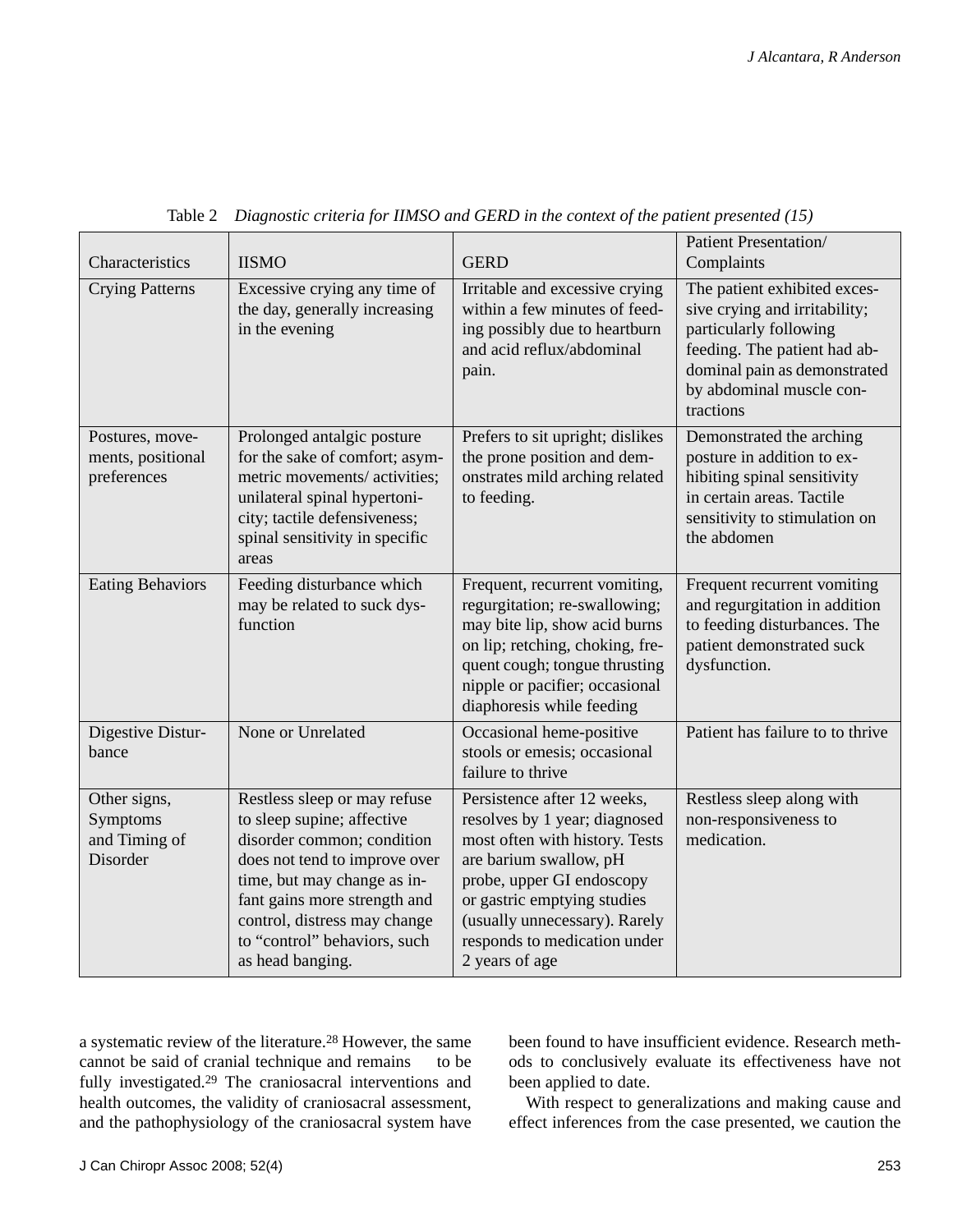Table 2 *Diagnostic criteria for IIMSO and GERD in the context of the patient presented (15)*

| Characteristics | IISMO | GERD | Patient Presentation/ Complaints |
|---|---|---|---|
| Crying Patterns | Excessive crying any time of the day, generally increasing in the evening | Irritable and excessive crying within a few minutes of feeding possibly due to heartburn and acid reflux/abdominal pain. | The patient exhibited excessive crying and irritability; particularly following feeding. The patient had abdominal pain as demonstrated by abdominal muscle contractions |
| Postures, movements, positional preferences | Prolonged antalgic posture for the sake of comfort; asymmetric movements/ activities; unilateral spinal hypertonicity; tactile defensiveness; spinal sensitivity in specific areas | Prefers to sit upright; dislikes the prone position and demonstrates mild arching related to feeding. | Demonstrated the arching posture in addition to exhibiting spinal sensitivity in certain areas. Tactile sensitivity to stimulation on the abdomen |
| Eating Behaviors | Feeding disturbance which may be related to suck dysfunction | Frequent, recurrent vomiting, regurgitation; re-swallowing; may bite lip, show acid burns on lip; retching, choking, frequent cough; tongue thrusting nipple or pacifier; occasional diaphoresis while feeding | Frequent recurrent vomiting and regurgitation in addition to feeding disturbances. The patient demonstrated suck dysfunction. |
| Digestive Disturbance | None or Unrelated | Occasional heme-positive stools or emesis; occasional failure to thrive | Patient has failure to to thrive |
| Other signs, Symptoms and Timing of Disorder | Restless sleep or may refuse to sleep supine; affective disorder common; condition does not tend to improve over time, but may change as infant gains more strength and control, distress may change to "control" behaviors, such as head banging. | Persistence after 12 weeks, resolves by 1 year; diagnosed most often with history. Tests are barium swallow, pH probe, upper GI endoscopy or gastric emptying studies (usually unnecessary). Rarely responds to medication under 2 years of age | Restless sleep along with non-responsiveness to medication. |

a systematic review of the literature.[28] However, the same cannot be said of cranial technique and remains to be fully investigated.[29] The craniosacral interventions and health outcomes, the validity of craniosacral assessment, and the pathophysiology of the craniosacral system have been found to have insufficient evidence. Research methods to conclusively evaluate its effectiveness have not been applied to date.

With respect to generalizations and making cause and effect inferences from the case presented, we caution the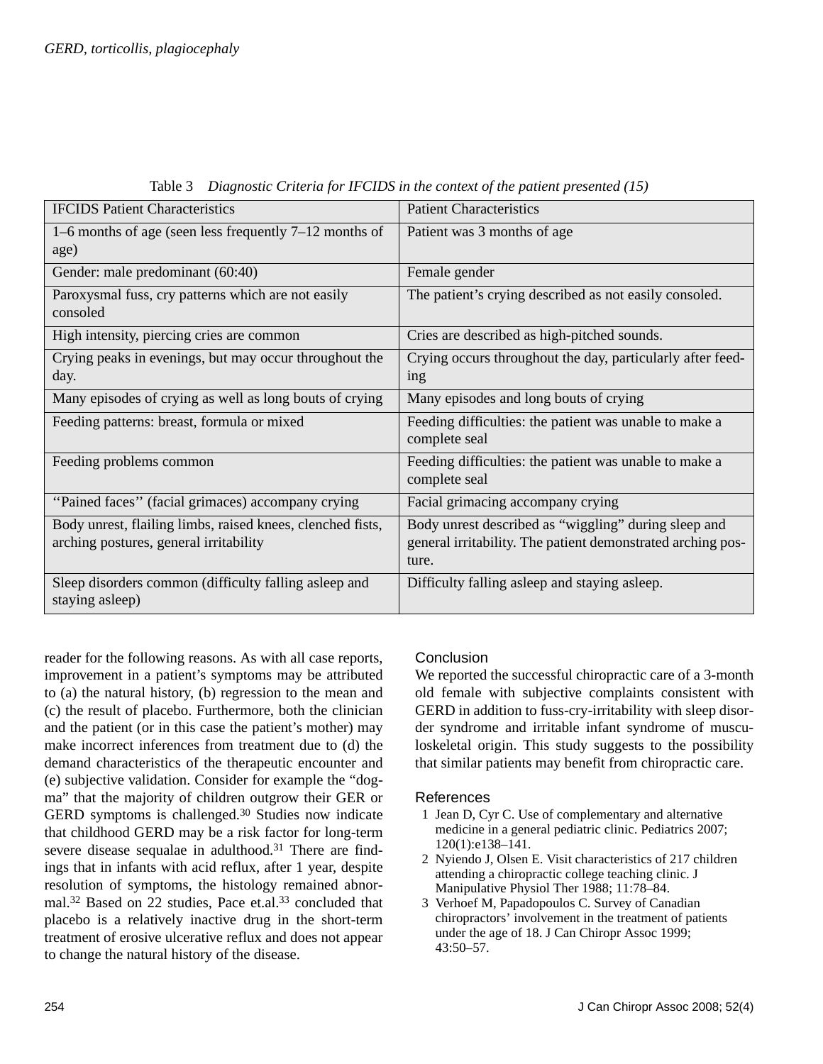Table 3 *Diagnostic Criteria for IFCIDS in the context of the patient presented (15)*

| IFCIDS Patient Characteristics | Patient Characteristics |
|---|---|
| 1–6 months of age (seen less frequently 7–12 months of age) | Patient was 3 months of age |
| Gender: male predominant (60:40) | Female gender |
| Paroxysmal fuss, cry patterns which are not easily consoled | The patient's crying described as not easily consoled. |
| High intensity, piercing cries are common | Cries are described as high-pitched sounds. |
| Crying peaks in evenings, but may occur throughout the day. | Crying occurs throughout the day, particularly after feeding |
| Many episodes of crying as well as long bouts of crying | Many episodes and long bouts of crying |
| Feeding patterns: breast, formula or mixed | Feeding difficulties: the patient was unable to make a complete seal |
| Feeding problems common | Feeding difficulties: the patient was unable to make a complete seal |
| ''Pained faces'' (facial grimaces) accompany crying | Facial grimacing accompany crying |
| Body unrest, flailing limbs, raised knees, clenched fists, arching postures, general irritability | Body unrest described as "wiggling" during sleep and general irritability. The patient demonstrated arching posture. |
| Sleep disorders common (difficulty falling asleep and staying asleep) | Difficulty falling asleep and staying asleep. |

reader for the following reasons. As with all case reports, improvement in a patient's symptoms may be attributed to (a) the natural history, (b) regression to the mean and (c) the result of placebo. Furthermore, both the clinician and the patient (or in this case the patient's mother) may make incorrect inferences from treatment due to (d) the demand characteristics of the therapeutic encounter and (e) subjective validation. Consider for example the "dogma" that the majority of children outgrow their GER or GERD symptoms is challenged.[30] Studies now indicate that childhood GERD may be a risk factor for long-term severe disease sequalae in adulthood.[31] There are findings that in infants with acid reflux, after 1 year, despite resolution of symptoms, the histology remained abnormal.[32] Based on 22 studies, Pace et.al.[33] concluded that placebo is a relatively inactive drug in the short-term treatment of erosive ulcerative reflux and does not appear to change the natural history of the disease.

## Conclusion

We reported the successful chiropractic care of a 3-month old female with subjective complaints consistent with GERD in addition to fuss-cry-irritability with sleep disorder syndrome and irritable infant syndrome of musculoskeletal origin. This study suggests to the possibility that similar patients may benefit from chiropractic care.

## References

1. Jean D, Cyr C. Use of complementary and alternative medicine in a general pediatric clinic. Pediatrics 2007; 120(1):e138–141.
2. Nyiendo J, Olsen E. Visit characteristics of 217 children attending a chiropractic college teaching clinic. J Manipulative Physiol Ther 1988; 11:78–84.
3. Verhoef M, Papadopoulos C. Survey of Canadian chiropractors' involvement in the treatment of patients under the age of 18. J Can Chiropr Assoc 1999; 43:50–57.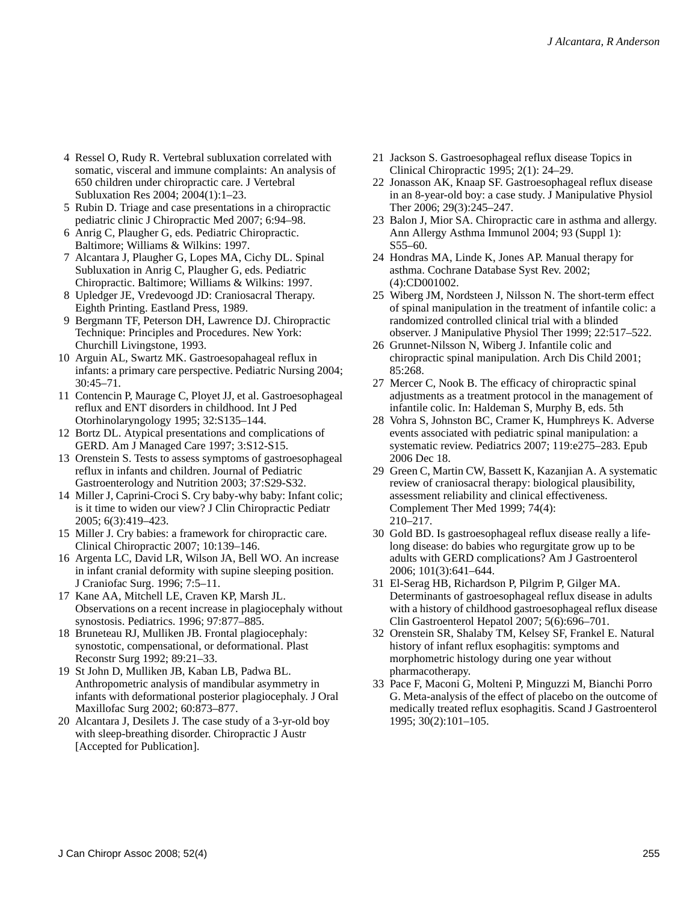4 Ressel O, Rudy R. Vertebral subluxation correlated with somatic, visceral and immune complaints: An analysis of 650 children under chiropractic care. J Vertebral Subluxation Res 2004; 2004(1):1–23.
5 Rubin D. Triage and case presentations in a chiropractic pediatric clinic J Chiropractic Med 2007; 6:94–98.
6 Anrig C, Plaugher G, eds. Pediatric Chiropractic. Baltimore; Williams & Wilkins: 1997.
7 Alcantara J, Plaugher G, Lopes MA, Cichy DL. Spinal Subluxation in Anrig C, Plaugher G, eds. Pediatric Chiropractic. Baltimore; Williams & Wilkins: 1997.
8 Upledger JE, Vredevoogd JD: Craniosacral Therapy. Eighth Printing. Eastland Press, 1989.
9 Bergmann TF, Peterson DH, Lawrence DJ. Chiropractic Technique: Principles and Procedures. New York: Churchill Livingstone, 1993.
10 Arguin AL, Swartz MK. Gastroesopahageal reflux in infants: a primary care perspective. Pediatric Nursing 2004; 30:45–71.
11 Contencin P, Maurage C, Ployet JJ, et al. Gastroesophageal reflux and ENT disorders in childhood. Int J Ped Otorhinolaryngology 1995; 32:S135–144.
12 Bortz DL. Atypical presentations and complications of GERD. Am J Managed Care 1997; 3:S12-S15.
13 Orenstein S. Tests to assess symptoms of gastroesophageal reflux in infants and children. Journal of Pediatric Gastroenterology and Nutrition 2003; 37:S29-S32.
14 Miller J, Caprini-Croci S. Cry baby-why baby: Infant colic; is it time to widen our view? J Clin Chiropractic Pediatr 2005; 6(3):419–423.
15 Miller J. Cry babies: a framework for chiropractic care. Clinical Chiropractic 2007; 10:139–146.
16 Argenta LC, David LR, Wilson JA, Bell WO. An increase in infant cranial deformity with supine sleeping position. J Craniofac Surg. 1996; 7:5–11.
17 Kane AA, Mitchell LE, Craven KP, Marsh JL. Observations on a recent increase in plagiocephaly without synostosis. Pediatrics. 1996; 97:877–885.
18 Bruneteau RJ, Mulliken JB. Frontal plagiocephaly: synostotic, compensational, or deformational. Plast Reconstr Surg 1992; 89:21–33.
19 St John D, Mulliken JB, Kaban LB, Padwa BL. Anthropometric analysis of mandibular asymmetry in infants with deformational posterior plagiocephaly. J Oral Maxillofac Surg 2002; 60:873–877.
20 Alcantara J, Desilets J. The case study of a 3-yr-old boy with sleep-breathing disorder. Chiropractic J Austr [Accepted for Publication].
21 Jackson S. Gastroesophageal reflux disease Topics in Clinical Chiropractic 1995; 2(1): 24–29.
22 Jonasson AK, Knaap SF. Gastroesophageal reflux disease in an 8-year-old boy: a case study. J Manipulative Physiol Ther 2006; 29(3):245–247.
23 Balon J, Mior SA. Chiropractic care in asthma and allergy. Ann Allergy Asthma Immunol 2004; 93 (Suppl 1): S55–60.
24 Hondras MA, Linde K, Jones AP. Manual therapy for asthma. Cochrane Database Syst Rev. 2002; (4):CD001002.
25 Wiberg JM, Nordsteen J, Nilsson N. The short-term effect of spinal manipulation in the treatment of infantile colic: a randomized controlled clinical trial with a blinded observer. J Manipulative Physiol Ther 1999; 22:517–522.
26 Grunnet-Nilsson N, Wiberg J. Infantile colic and chiropractic spinal manipulation. Arch Dis Child 2001; 85:268.
27 Mercer C, Nook B. The efficacy of chiropractic spinal adjustments as a treatment protocol in the management of infantile colic. In: Haldeman S, Murphy B, eds. 5th
28 Vohra S, Johnston BC, Cramer K, Humphreys K. Adverse events associated with pediatric spinal manipulation: a systematic review. Pediatrics 2007; 119:e275–283. Epub 2006 Dec 18.
29 Green C, Martin CW, Bassett K, Kazanjian A. A systematic review of craniosacral therapy: biological plausibility, assessment reliability and clinical effectiveness. Complement Ther Med 1999; 74(4): 210–217.
30 Gold BD. Is gastroesophageal reflux disease really a life-long disease: do babies who regurgitate grow up to be adults with GERD complications? Am J Gastroenterol 2006; 101(3):641–644.
31 El-Serag HB, Richardson P, Pilgrim P, Gilger MA. Determinants of gastroesophageal reflux disease in adults with a history of childhood gastroesophageal reflux disease Clin Gastroenterol Hepatol 2007; 5(6):696–701.
32 Orenstein SR, Shalaby TM, Kelsey SF, Frankel E. Natural history of infant reflux esophagitis: symptoms and morphometric histology during one year without pharmacotherapy.
33 Pace F, Maconi G, Molteni P, Minguzzi M, Bianchi Porro G. Meta-analysis of the effect of placebo on the outcome of medically treated reflux esophagitis. Scand J Gastroenterol 1995; 30(2):101–105.